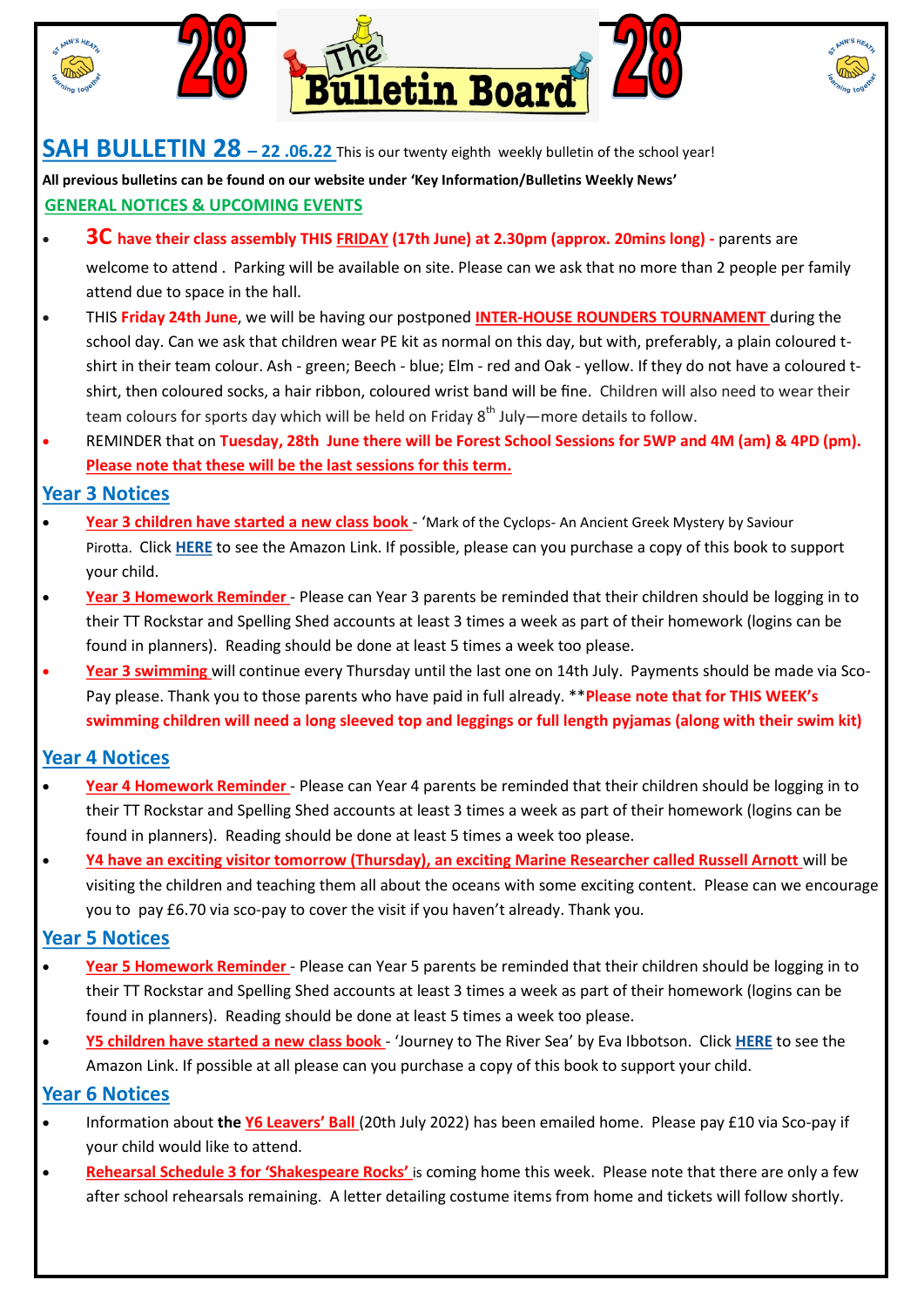# SAH BULLETIN 28 – 22 .06.22

This is our twenty eighth weekly bulletin of the school year!

**All previous bulletins can be found on our website under 'Key Information/Bulletins Weekly News'**

## GENERAL NOTICES & UPCOMING EVENTS

- **3C have their class assembly THIS FRIDAY (17th June) at 2.30pm (approx. 20mins long) -** parents are welcome to attend . Parking will be available on site. Please can we ask that no more than 2 people per family attend due to space in the hall.
- THIS **Friday 24th June**, we will be having our postponed **INTER-HOUSE ROUNDERS TOURNAMENT** during the school day. Can we ask that children wear PE kit as normal on this day, but with, preferably, a plain coloured t-shirt in their team colour. Ash - green; Beech - blue; Elm - red and Oak - yellow. If they do not have a coloured t-shirt, then coloured socks, a hair ribbon, coloured wrist band will be fine. Children will also need to wear their team colours for sports day which will be held on Friday 8th July—more details to follow.
- REMINDER that on **Tuesday, 28th June there will be Forest School Sessions for 5WP and 4M (am) & 4PD (pm). Please note that these will be the last sessions for this term.**

## Year 3 Notices

- **Year 3 children have started a new class book** - 'Mark of the Cyclops- An Ancient Greek Mystery by Saviour Pirotta. Click **HERE** to see the Amazon Link. If possible, please can you purchase a copy of this book to support your child.
- **Year 3 Homework Reminder** - Please can Year 3 parents be reminded that their children should be logging in to their TT Rockstar and Spelling Shed accounts at least 3 times a week as part of their homework (logins can be found in planners). Reading should be done at least 5 times a week too please.
- **Year 3 swimming** will continue every Thursday until the last one on 14th July. Payments should be made via Sco-Pay please. Thank you to those parents who have paid in full already. ****Please note that for THIS WEEK's swimming children will need a long sleeved top and leggings or full length pyjamas (along with their swim kit)**

## Year 4 Notices

- **Year 4 Homework Reminder** - Please can Year 4 parents be reminded that their children should be logging in to their TT Rockstar and Spelling Shed accounts at least 3 times a week as part of their homework (logins can be found in planners). Reading should be done at least 5 times a week too please.
- **Y4 have an exciting visitor tomorrow (Thursday), an exciting Marine Researcher called Russell Arnott** will be visiting the children and teaching them all about the oceans with some exciting content. Please can we encourage you to pay £6.70 via sco-pay to cover the visit if you haven't already. Thank you.

## Year 5 Notices

- **Year 5 Homework Reminder** - Please can Year 5 parents be reminded that their children should be logging in to their TT Rockstar and Spelling Shed accounts at least 3 times a week as part of their homework (logins can be found in planners). Reading should be done at least 5 times a week too please.
- **Y5 children have started a new class book** - 'Journey to The River Sea' by Eva Ibbotson. Click **HERE** to see the Amazon Link. If possible at all please can you purchase a copy of this book to support your child.

## Year 6 Notices

- Information about **the Y6 Leavers' Ball** (20th July 2022) has been emailed home. Please pay £10 via Sco-pay if your child would like to attend.
- **Rehearsal Schedule 3 for 'Shakespeare Rocks'** is coming home this week. Please note that there are only a few after school rehearsals remaining. A letter detailing costume items from home and tickets will follow shortly.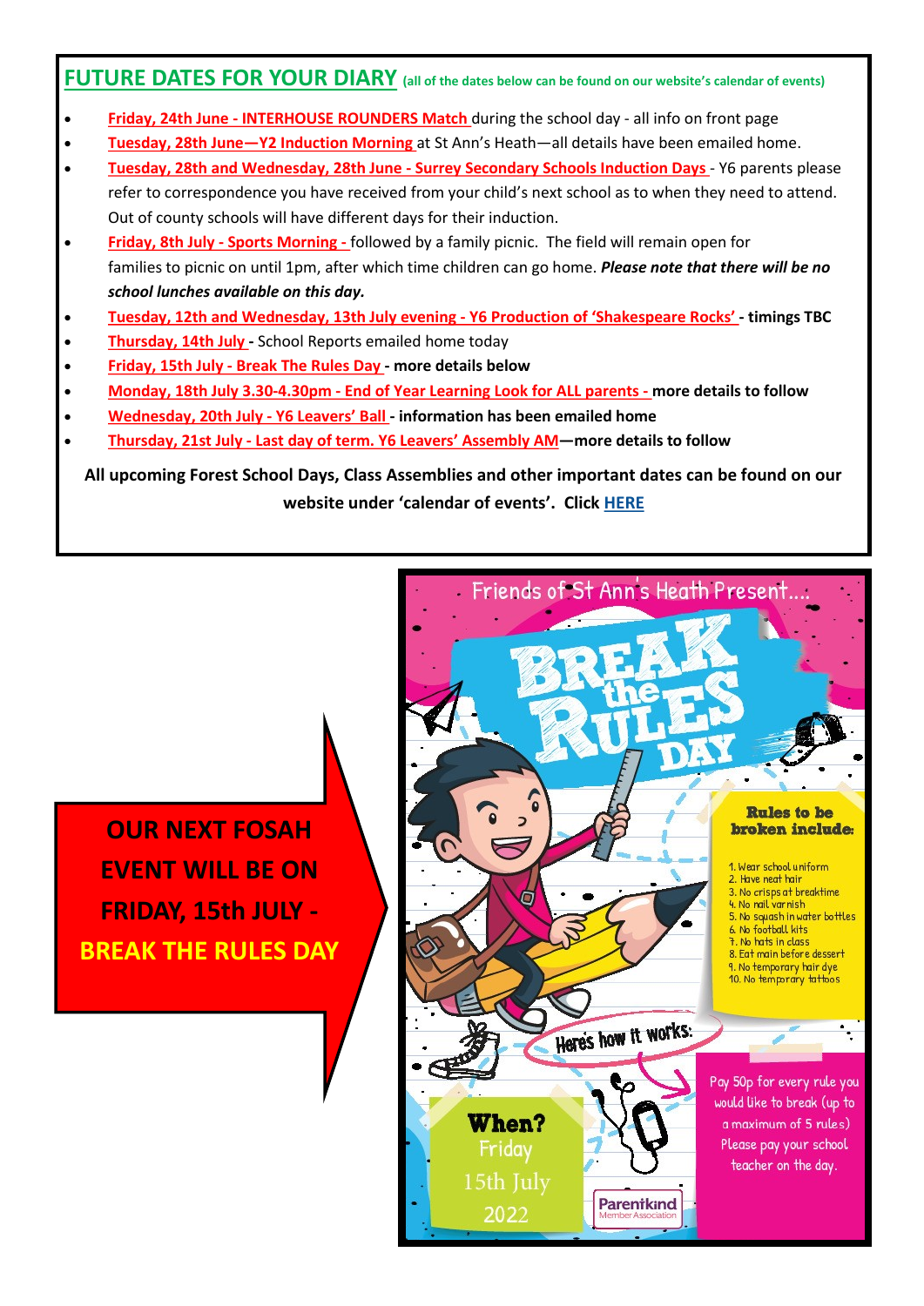## FUTURE DATES FOR YOUR DIARY (all of the dates below can be found on our website's calendar of events)

- **Friday, 24th June - INTERHOUSE ROUNDERS Match** during the school day - all info on front page
- **Tuesday, 28th June—Y2 Induction Morning** at St Ann's Heath—all details have been emailed home.
- **Tuesday, 28th and Wednesday, 28th June - Surrey Secondary Schools Induction Days** - Y6 parents please refer to correspondence you have received from your child's next school as to when they need to attend. Out of county schools will have different days for their induction.
- **Friday, 8th July - Sports Morning -** followed by a family picnic. The field will remain open for families to picnic on until 1pm, after which time children can go home. ***Please note that there will be no school lunches available on this day.***
- **Tuesday, 12th and Wednesday, 13th July evening - Y6 Production of 'Shakespeare Rocks' - timings TBC**
- **Thursday, 14th July** - School Reports emailed home today
- **Friday, 15th July - Break The Rules Day - more details below**
- **Monday, 18th July 3.30-4.30pm - End of Year Learning Look for ALL parents - more details to follow**
- **Wednesday, 20th July - Y6 Leavers' Ball - information has been emailed home**
- **Thursday, 21st July - Last day of term. Y6 Leavers' Assembly AM—more details to follow**

**All upcoming Forest School Days, Class Assemblies and other important dates can be found on our website under 'calendar of events'. Click HERE**

**OUR NEXT FOSAH EVENT WILL BE ON FRIDAY, 15th JULY - BREAK THE RULES DAY**

Friends of St Ann's Heath Present....

# BREAK the RULES DAY

**Rules to be broken include:**

1. Wear school uniform
2. Have neat hair
3. No crisps at breaktime
4. No nail varnish
5. No squash in water bottles
6. No football kits
7. No hats in class
8. Eat main before dessert
9. No temporary hair dye
10. No temporary tattoos

Here's how it works:

Pay 50p for every rule you would like to break (up to a maximum of 5 rules) Please pay your school teacher on the day.

**When?** Friday 15th July 2022

Parentkind Member Association